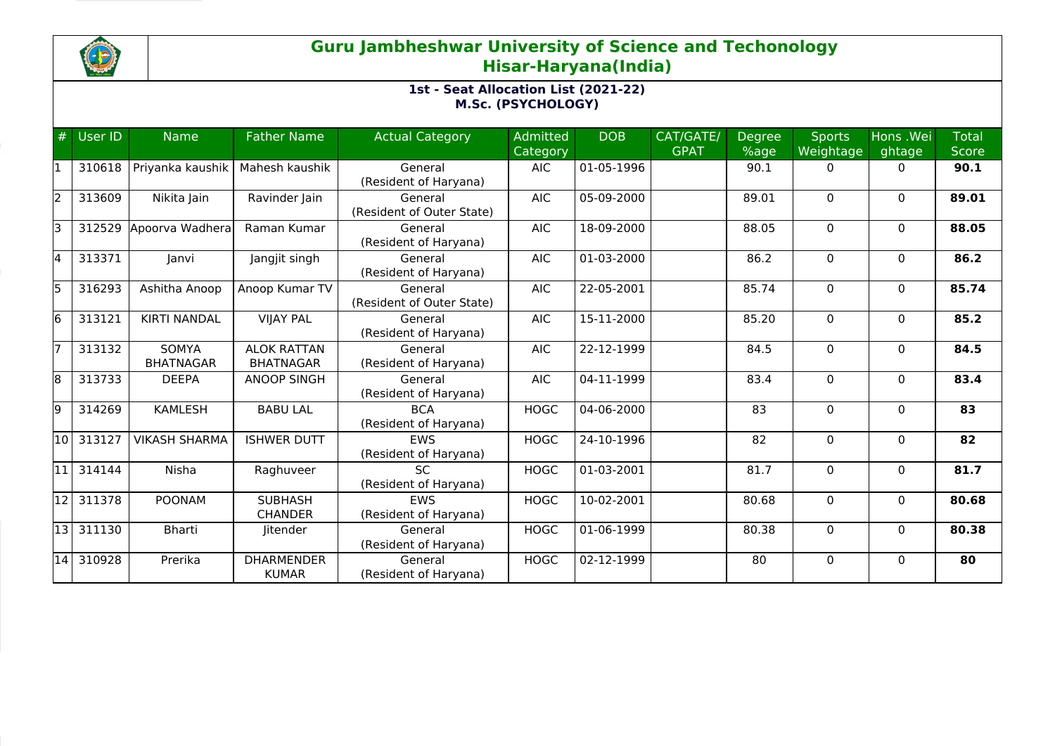# Guru Jambheshwar University of Science and Techonology
## Hisar-Haryana(India)

### 1st - Seat Allocation List (2021-22)
### M.Sc. (PSYCHOLOGY)

| # | User ID | Name | Father Name | Actual Category | Admitted Category | DOB | CAT/GATE/ GPAT | Degree %age | Sports Weightage | Hons .Weightage | Total Score |
|---|---|---|---|---|---|---|---|---|---|---|---|
| 1 | 310618 | Priyanka kaushik | Mahesh kaushik | General (Resident of Haryana) | AIC | 01-05-1996 | | 90.1 | 0 | 0 | **90.1** |
| 2 | 313609 | Nikita Jain | Ravinder Jain | General (Resident of Outer State) | AIC | 05-09-2000 | | 89.01 | 0 | 0 | **89.01** |
| 3 | 312529 | Apoorva Wadhera | Raman Kumar | General (Resident of Haryana) | AIC | 18-09-2000 | | 88.05 | 0 | 0 | **88.05** |
| 4 | 313371 | Janvi | Jangjit singh | General (Resident of Haryana) | AIC | 01-03-2000 | | 86.2 | 0 | 0 | **86.2** |
| 5 | 316293 | Ashitha Anoop | Anoop Kumar TV | General (Resident of Outer State) | AIC | 22-05-2001 | | 85.74 | 0 | 0 | **85.74** |
| 6 | 313121 | KIRTI NANDAL | VIJAY PAL | General (Resident of Haryana) | AIC | 15-11-2000 | | 85.20 | 0 | 0 | **85.2** |
| 7 | 313132 | SOMYA BHATNAGAR | ALOK RATTAN BHATNAGAR | General (Resident of Haryana) | AIC | 22-12-1999 | | 84.5 | 0 | 0 | **84.5** |
| 8 | 313733 | DEEPA | ANOOP SINGH | General (Resident of Haryana) | AIC | 04-11-1999 | | 83.4 | 0 | 0 | **83.4** |
| 9 | 314269 | KAMLESH | BABU LAL | BCA (Resident of Haryana) | HOGC | 04-06-2000 | | 83 | 0 | 0 | **83** |
| 10 | 313127 | VIKASH SHARMA | ISHWER DUTT | EWS (Resident of Haryana) | HOGC | 24-10-1996 | | 82 | 0 | 0 | **82** |
| 11 | 314144 | Nisha | Raghuveer | SC (Resident of Haryana) | HOGC | 01-03-2001 | | 81.7 | 0 | 0 | **81.7** |
| 12 | 311378 | POONAM | SUBHASH CHANDER | EWS (Resident of Haryana) | HOGC | 10-02-2001 | | 80.68 | 0 | 0 | **80.68** |
| 13 | 311130 | Bharti | Jitender | General (Resident of Haryana) | HOGC | 01-06-1999 | | 80.38 | 0 | 0 | **80.38** |
| 14 | 310928 | Prerika | DHARMENDER KUMAR | General (Resident of Haryana) | HOGC | 02-12-1999 | | 80 | 0 | 0 | **80** |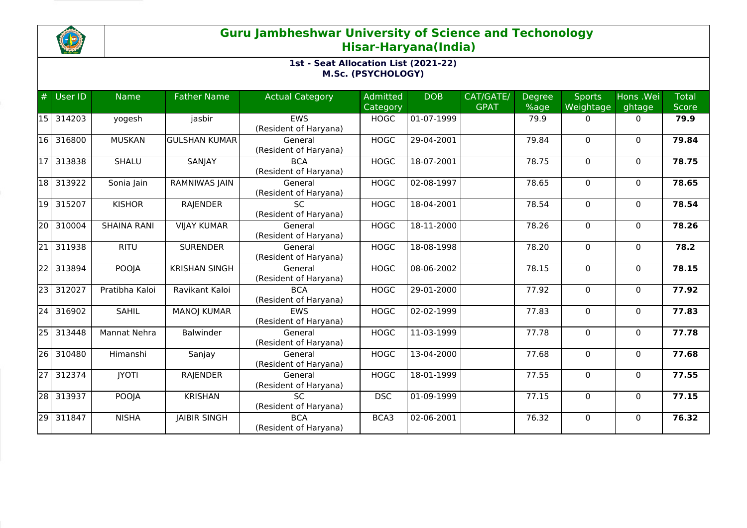# Guru Jambheshwar University of Science and Techonology
## Hisar-Haryana(India)

### 1st - Seat Allocation List (2021-22)
### M.Sc. (PSYCHOLOGY)

| # | User ID | Name | Father Name | Actual Category | Admitted Category | DOB | CAT/GATE/ GPAT | Degree %age | Sports Weightage | Hons .Weightage | Total Score |
|---|---|---|---|---|---|---|---|---|---|---|---|
| 15 | 314203 | yogesh | jasbir | EWS (Resident of Haryana) | HOGC | 01-07-1999 | | 79.9 | 0 | 0 | **79.9** |
| 16 | 316800 | MUSKAN | GULSHAN KUMAR | General (Resident of Haryana) | HOGC | 29-04-2001 | | 79.84 | 0 | 0 | **79.84** |
| 17 | 313838 | SHALU | SANJAY | BCA (Resident of Haryana) | HOGC | 18-07-2001 | | 78.75 | 0 | 0 | **78.75** |
| 18 | 313922 | Sonia Jain | RAMNIWAS JAIN | General (Resident of Haryana) | HOGC | 02-08-1997 | | 78.65 | 0 | 0 | **78.65** |
| 19 | 315207 | KISHOR | RAJENDER | SC (Resident of Haryana) | HOGC | 18-04-2001 | | 78.54 | 0 | 0 | **78.54** |
| 20 | 310004 | SHAINA RANI | VIJAY KUMAR | General (Resident of Haryana) | HOGC | 18-11-2000 | | 78.26 | 0 | 0 | **78.26** |
| 21 | 311938 | RITU | SURENDER | General (Resident of Haryana) | HOGC | 18-08-1998 | | 78.20 | 0 | 0 | **78.2** |
| 22 | 313894 | POOJA | KRISHAN SINGH | General (Resident of Haryana) | HOGC | 08-06-2002 | | 78.15 | 0 | 0 | **78.15** |
| 23 | 312027 | Pratibha Kaloi | Ravikant Kaloi | BCA (Resident of Haryana) | HOGC | 29-01-2000 | | 77.92 | 0 | 0 | **77.92** |
| 24 | 316902 | SAHIL | MANOJ KUMAR | EWS (Resident of Haryana) | HOGC | 02-02-1999 | | 77.83 | 0 | 0 | **77.83** |
| 25 | 313448 | Mannat Nehra | Balwinder | General (Resident of Haryana) | HOGC | 11-03-1999 | | 77.78 | 0 | 0 | **77.78** |
| 26 | 310480 | Himanshi | Sanjay | General (Resident of Haryana) | HOGC | 13-04-2000 | | 77.68 | 0 | 0 | **77.68** |
| 27 | 312374 | JYOTI | RAJENDER | General (Resident of Haryana) | HOGC | 18-01-1999 | | 77.55 | 0 | 0 | **77.55** |
| 28 | 313937 | POOJA | KRISHAN | SC (Resident of Haryana) | DSC | 01-09-1999 | | 77.15 | 0 | 0 | **77.15** |
| 29 | 311847 | NISHA | JAIBIR SINGH | BCA (Resident of Haryana) | BCA3 | 02-06-2001 | | 76.32 | 0 | 0 | **76.32** |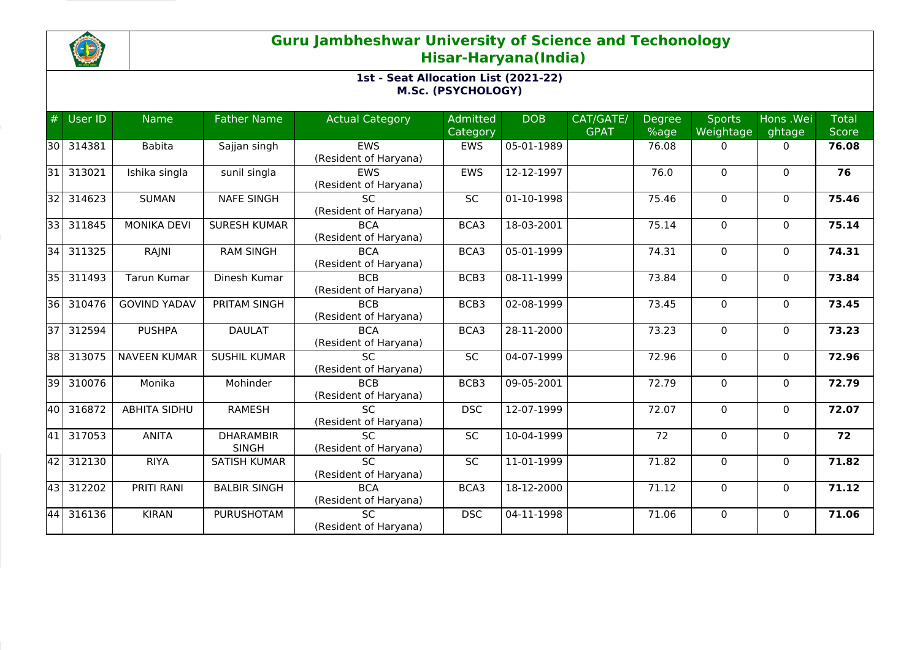# Guru Jambheshwar University of Science and Techonology
## Hisar-Haryana(India)

### 1st - Seat Allocation List (2021-22)
### M.Sc. (PSYCHOLOGY)

| # | User ID | Name | Father Name | Actual Category | Admitted Category | DOB | CAT/GATE/GPAT | Degree %age | Sports Weightage | Hons .Weightage | Total Score |
|---|---|---|---|---|---|---|---|---|---|---|---|
| 30 | 314381 | Babita | Sajjan singh | EWS (Resident of Haryana) | EWS | 05-01-1989 | | 76.08 | 0 | 0 | **76.08** |
| 31 | 313021 | Ishika singla | sunil singla | EWS (Resident of Haryana) | EWS | 12-12-1997 | | 76.0 | 0 | 0 | **76** |
| 32 | 314623 | SUMAN | NAFE SINGH | SC (Resident of Haryana) | SC | 01-10-1998 | | 75.46 | 0 | 0 | **75.46** |
| 33 | 311845 | MONIKA DEVI | SURESH KUMAR | BCA (Resident of Haryana) | BCA3 | 18-03-2001 | | 75.14 | 0 | 0 | **75.14** |
| 34 | 311325 | RAJNI | RAM SINGH | BCA (Resident of Haryana) | BCA3 | 05-01-1999 | | 74.31 | 0 | 0 | **74.31** |
| 35 | 311493 | Tarun Kumar | Dinesh Kumar | BCB (Resident of Haryana) | BCB3 | 08-11-1999 | | 73.84 | 0 | 0 | **73.84** |
| 36 | 310476 | GOVIND YADAV | PRITAM SINGH | BCB (Resident of Haryana) | BCB3 | 02-08-1999 | | 73.45 | 0 | 0 | **73.45** |
| 37 | 312594 | PUSHPA | DAULAT | BCA (Resident of Haryana) | BCA3 | 28-11-2000 | | 73.23 | 0 | 0 | **73.23** |
| 38 | 313075 | NAVEEN KUMAR | SUSHIL KUMAR | SC (Resident of Haryana) | SC | 04-07-1999 | | 72.96 | 0 | 0 | **72.96** |
| 39 | 310076 | Monika | Mohinder | BCB (Resident of Haryana) | BCB3 | 09-05-2001 | | 72.79 | 0 | 0 | **72.79** |
| 40 | 316872 | ABHITA SIDHU | RAMESH | SC (Resident of Haryana) | DSC | 12-07-1999 | | 72.07 | 0 | 0 | **72.07** |
| 41 | 317053 | ANITA | DHARAMBIR SINGH | SC (Resident of Haryana) | SC | 10-04-1999 | | 72 | 0 | 0 | **72** |
| 42 | 312130 | RIYA | SATISH KUMAR | SC (Resident of Haryana) | SC | 11-01-1999 | | 71.82 | 0 | 0 | **71.82** |
| 43 | 312202 | PRITI RANI | BALBIR SINGH | BCA (Resident of Haryana) | BCA3 | 18-12-2000 | | 71.12 | 0 | 0 | **71.12** |
| 44 | 316136 | KIRAN | PURUSHOTAM | SC (Resident of Haryana) | DSC | 04-11-1998 | | 71.06 | 0 | 0 | **71.06** |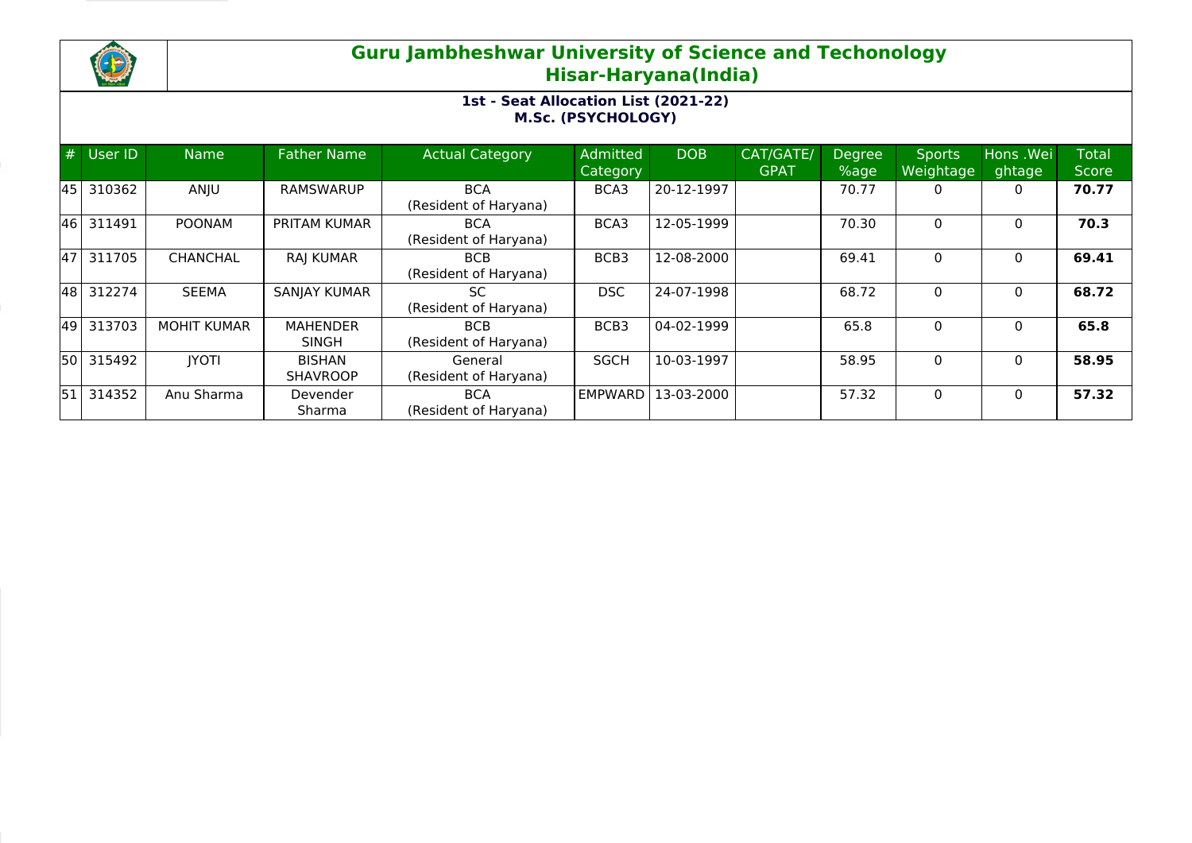# Guru Jambheshwar University of Science and Techonology
## Hisar-Haryana(India)

### 1st - Seat Allocation List (2021-22)
### M.Sc. (PSYCHOLOGY)

| # | User ID | Name | Father Name | Actual Category | Admitted Category | DOB | CAT/GATE/ GPAT | Degree %age | Sports Weightage | Hons .Weightage | Total Score |
|---|---|---|---|---|---|---|---|---|---|---|---|
| 45 | 310362 | ANJU | RAMSWARUP | BCA (Resident of Haryana) | BCA3 | 20-12-1997 | | 70.77 | 0 | 0 | **70.77** |
| 46 | 311491 | POONAM | PRITAM KUMAR | BCA (Resident of Haryana) | BCA3 | 12-05-1999 | | 70.30 | 0 | 0 | **70.3** |
| 47 | 311705 | CHANCHAL | RAJ KUMAR | BCB (Resident of Haryana) | BCB3 | 12-08-2000 | | 69.41 | 0 | 0 | **69.41** |
| 48 | 312274 | SEEMA | SANJAY KUMAR | SC (Resident of Haryana) | DSC | 24-07-1998 | | 68.72 | 0 | 0 | **68.72** |
| 49 | 313703 | MOHIT KUMAR | MAHENDER SINGH | BCB (Resident of Haryana) | BCB3 | 04-02-1999 | | 65.8 | 0 | 0 | **65.8** |
| 50 | 315492 | JYOTI | BISHAN SHAVROOP | General (Resident of Haryana) | SGCH | 10-03-1997 | | 58.95 | 0 | 0 | **58.95** |
| 51 | 314352 | Anu Sharma | Devender Sharma | BCA (Resident of Haryana) | EMPWARD | 13-03-2000 | | 57.32 | 0 | 0 | **57.32** |